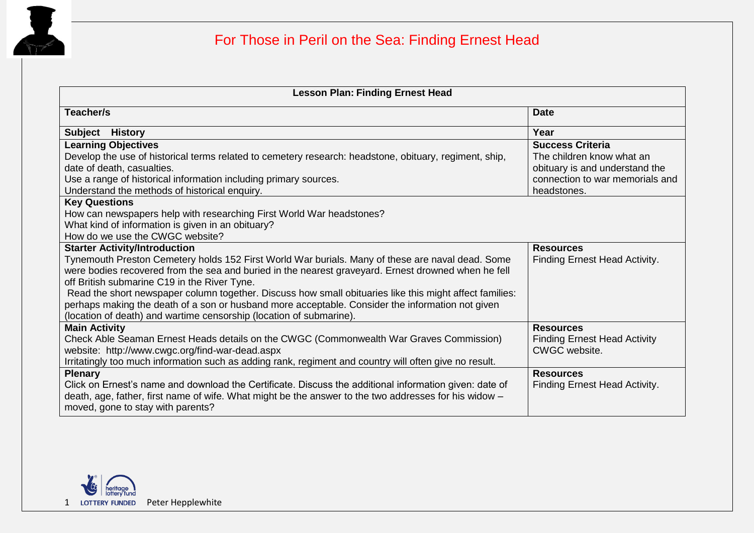# For Those in Peril on the Sea: Finding Ernest Head

| Lesson Plan: Finding Ernest Head | |
|---|---|
| **Teacher/s** | **Date** |
| **Subject History** | **Year** |
| **Learning Objectives**<br>Develop the use of historical terms related to cemetery research: headstone, obituary, regiment, ship, date of death, casualties.<br>Use a range of historical information including primary sources.<br>Understand the methods of historical enquiry. | **Success Criteria**<br>The children know what an obituary is and understand the connection to war memorials and headstones. |
| **Key Questions**<br>How can newspapers help with researching First World War headstones?<br>What kind of information is given in an obituary?<br>How do we use the CWGC website? | |
| **Starter Activity/Introduction**<br>Tynemouth Preston Cemetery holds 152 First World War burials. Many of these are naval dead. Some were bodies recovered from the sea and buried in the nearest graveyard. Ernest drowned when he fell off British submarine C19 in the River Tyne.<br>Read the short newspaper column together. Discuss how small obituaries like this might affect families: perhaps making the death of a son or husband more acceptable. Consider the information not given (location of death) and wartime censorship (location of submarine). | **Resources**<br>Finding Ernest Head Activity. |
| **Main Activity**<br>Check Able Seaman Ernest Heads details on the CWGC (Commonwealth War Graves Commission) website: http://www.cwgc.org/find-war-dead.aspx<br>Irritatingly too much information such as adding rank, regiment and country will often give no result. | **Resources**<br>Finding Ernest Head Activity<br>CWGC website. |
| **Plenary**<br>Click on Ernest's name and download the Certificate. Discuss the additional information given: date of death, age, father, first name of wife. What might be the answer to the two addresses for his widow – moved, gone to stay with parents? | **Resources**<br>Finding Ernest Head Activity. |

LOTTERY FUNDED Peter Hepplewhite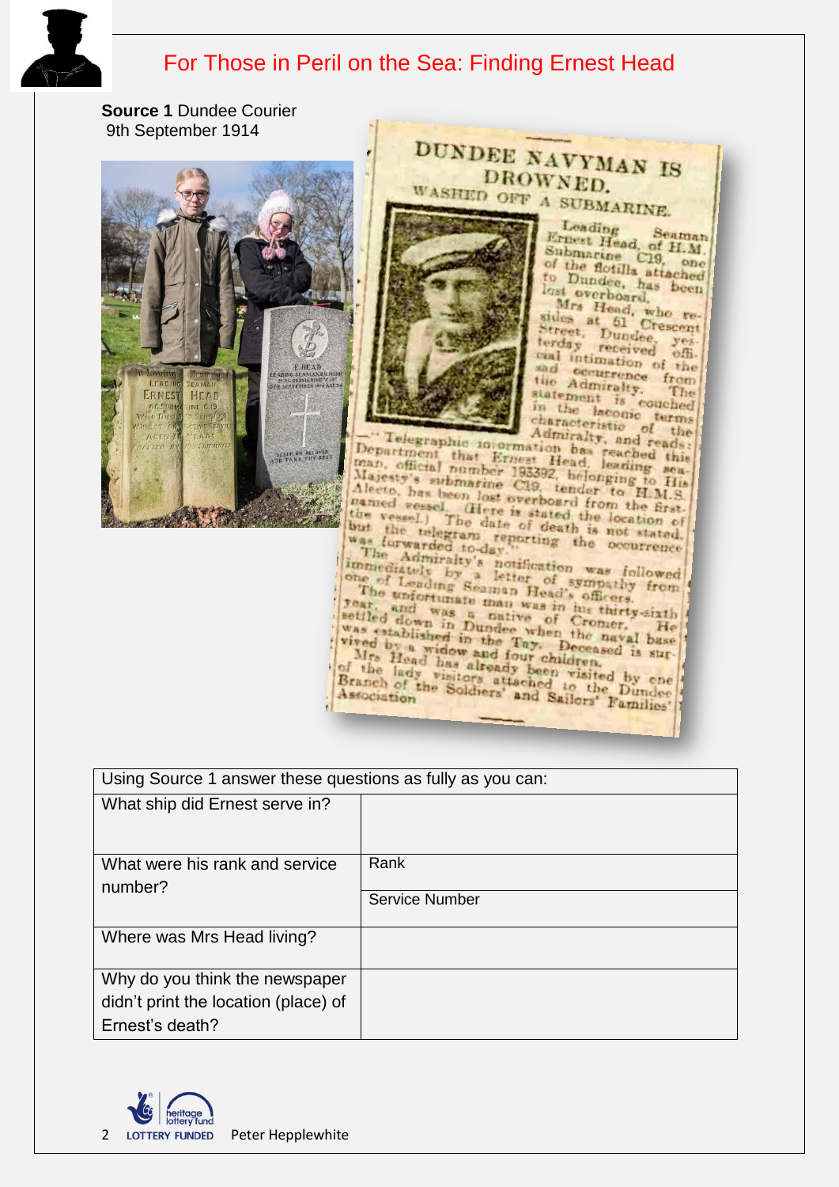# For Those in Peril on the Sea: Finding Ernest Head

**Source 1** Dundee Courier
9th September 1914

DUNDEE NAVYMAN IS DROWNED.

WASHED OFF A SUBMARINE.

Leading Seaman Ernest Head, of H.M. Submarine C19, one of the flotilla attached to Dundee, has been lost overboard.

Mrs Head, who resides at 61 Crescent Street, Dundee, yesterday received official intimation of the sad occurrence from the Admiralty. The statement is couched in the laconic terms characteristic of the Admiralty, and reads:—"Telegraphic information has reached this Department that Ernest Head, leading seaman, official number 193392, belonging to His Majesty's submarine C19, tender to H.M.S. Alecto, has been lost overboard from the first-named vessel. (Here is stated the location of the vessel.) The date of death is not stated, but the telegram reporting the occurrence was forwarded to-day."

The Admiralty's notification was followed immediately by a letter of sympathy from one of Leading Seaman Head's officers.

The unfortunate man was in his thirty-sixth year, and was a native of Cromer. He settled down in Dundee when the naval base was established in the Tay. Deceased is survived by a widow and four children.

Mrs Head has already been visited by one of the lady visitors attached to the Dundee Branch of the Soldiers' and Sailors' Families' Association.

| Using Source 1 answer these questions as fully as you can: | |
|---|---|
| What ship did Ernest serve in? | |
| What were his rank and service number? | Rank |
| | Service Number |
| Where was Mrs Head living? | |
| Why do you think the newspaper didn't print the location (place) of Ernest's death? | |

LOTTERY FUNDED Peter Hepplewhite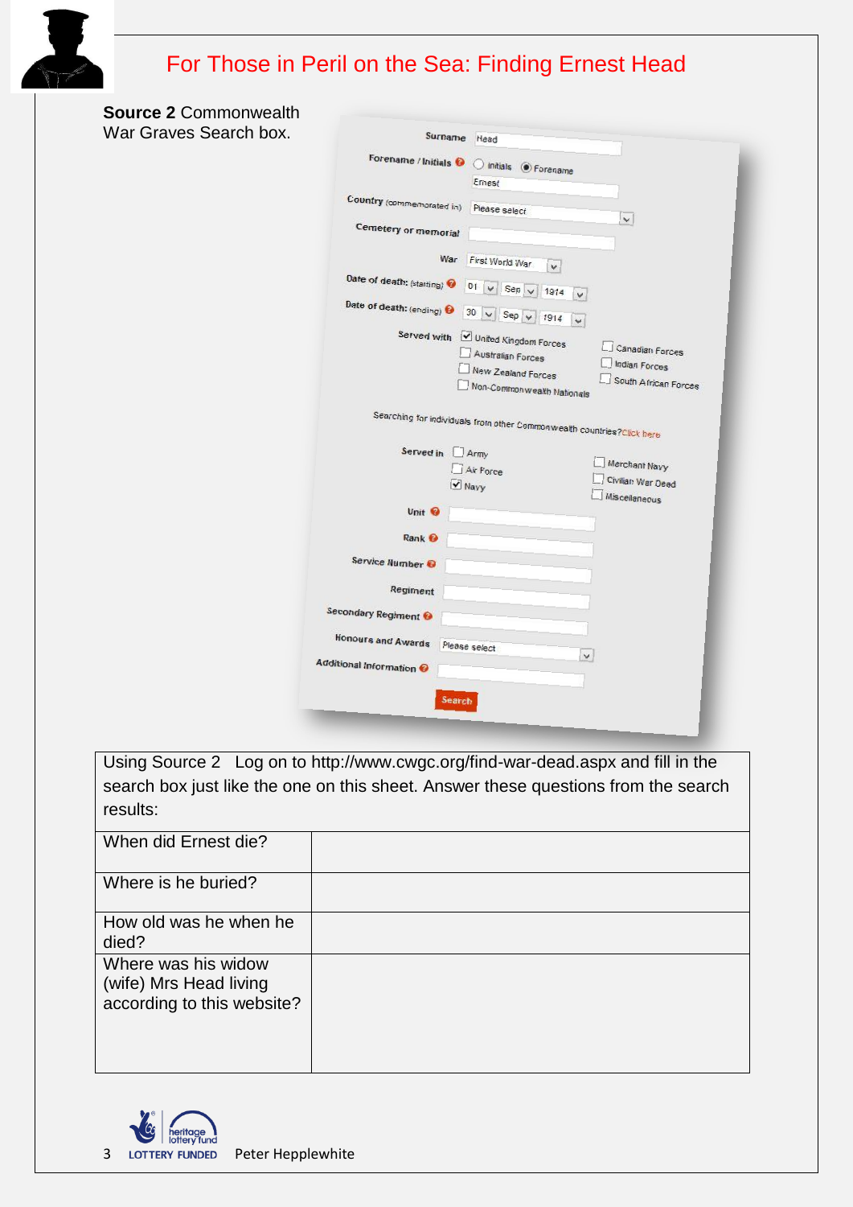# For Those in Peril on the Sea: Finding Ernest Head

**Source 2** Commonwealth War Graves Search box.

Surname: Head

Forename / Initials: ○ Initials ◉ Forename

Ernest

Country (commemorated in): Please select

Cemetery or memorial:

War: First World War

Date of death: (starting) 01 Sep 1914

Date of death: (ending) 30 Sep 1914

Served with: ☑ United Kingdom Forces ☐ Australian Forces ☐ New Zealand Forces ☐ Non-Commonwealth Nationals ☐ Canadian Forces ☐ Indian Forces ☐ South African Forces

Searching for individuals from other Commonwealth countries? Click here

Served in: ☐ Army ☐ Air Force ☑ Navy ☐ Merchant Navy ☐ Civilian War Dead ☐ Miscellaneous

Unit:

Rank:

Service Number:

Regiment:

Secondary Regiment:

Honours and Awards: Please select

Additional Information:

Search

| Using Source 2 Log on to http://www.cwgc.org/find-war-dead.aspx and fill in the search box just like the one on this sheet. Answer these questions from the search results: | |
|---|---|
| When did Ernest die? | |
| Where is he buried? | |
| How old was he when he died? | |
| Where was his widow (wife) Mrs Head living according to this website? | |

LOTTERY FUNDED heritage lottery fund

Peter Hepplewhite